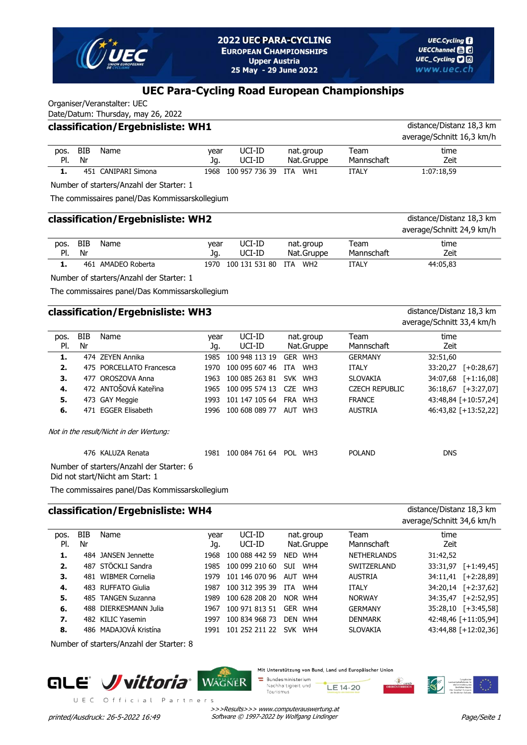# 2022 UEC PARA-CYCLING EUROPEAN CHAMPIONSHIPS

Upper Austria
25 May - 29 June 2022

## UEC Para-Cycling Road European Championships

Organiser/Veranstalter: UEC
Date/Datum: Thursday, may 26, 2022

### classification/Ergebnisliste: WH1

distance/Distanz 18,3 km
average/Schnitt 16,3 km/h

| pos. Pl. | BIB Nr | Name | year Jg. | UCI-ID UCI-ID | nat. | group Nat.Gruppe | Team Mannschaft | time Zeit |
|---|---|---|---|---|---|---|---|---|
| 1. | 451 | CANIPARI Simona | 1968 | 100 957 736 39 | ITA | WH1 | ITALY | 1:07:18,59 |

Number of starters/Anzahl der Starter: 1

The commissaires panel/Das Kommissarskollegium

### classification/Ergebnisliste: WH2

distance/Distanz 18,3 km
average/Schnitt 24,9 km/h

| pos. Pl. | BIB Nr | Name | year Jg. | UCI-ID UCI-ID | nat. | group Nat.Gruppe | Team Mannschaft | time Zeit |
|---|---|---|---|---|---|---|---|---|
| 1. | 461 | AMADEO Roberta | 1970 | 100 131 531 80 | ITA | WH2 | ITALY | 44:05,83 |

Number of starters/Anzahl der Starter: 1

The commissaires panel/Das Kommissarskollegium

### classification/Ergebnisliste: WH3

distance/Distanz 18,3 km
average/Schnitt 33,4 km/h

| pos. Pl. | BIB Nr | Name | year Jg. | UCI-ID UCI-ID | nat. | group Nat.Gruppe | Team Mannschaft | time Zeit | |
|---|---|---|---|---|---|---|---|---|---|
| 1. | 474 | ZEYEN Annika | 1985 | 100 948 113 19 | GER | WH3 | GERMANY | 32:51,60 | |
| 2. | 475 | PORCELLATO Francesca | 1970 | 100 095 607 46 | ITA | WH3 | ITALY | 33:20,27 | [+0:28,67] |
| 3. | 477 | OROSZOVA Anna | 1963 | 100 085 263 81 | SVK | WH3 | SLOVAKIA | 34:07,68 | [+1:16,08] |
| 4. | 472 | ANTOŠOVÁ Kateřina | 1965 | 100 095 574 13 | CZE | WH3 | CZECH REPUBLIC | 36:18,67 | [+3:27,07] |
| 5. | 473 | GAY Meggie | 1993 | 101 147 105 64 | FRA | WH3 | FRANCE | 43:48,84 | [+10:57,24] |
| 6. | 471 | EGGER Elisabeth | 1996 | 100 608 089 77 | AUT | WH3 | AUSTRIA | 46:43,82 | [+13:52,22] |

*Not in the result/Nicht in der Wertung:*

| pos. Pl. | BIB Nr | Name | year Jg. | UCI-ID UCI-ID | nat. | group Nat.Gruppe | Team Mannschaft | time Zeit |
|---|---|---|---|---|---|---|---|---|
| | 476 | KALUZA Renata | 1981 | 100 084 761 64 | POL | WH3 | POLAND | DNS |

Number of starters/Anzahl der Starter: 6
Did not start/Nicht am Start: 1

The commissaires panel/Das Kommissarskollegium

### classification/Ergebnisliste: WH4

distance/Distanz 18,3 km
average/Schnitt 34,6 km/h

| pos. Pl. | BIB Nr | Name | year Jg. | UCI-ID UCI-ID | nat. | group Nat.Gruppe | Team Mannschaft | time Zeit | |
|---|---|---|---|---|---|---|---|---|---|
| 1. | 484 | JANSEN Jennette | 1968 | 100 088 442 59 | NED | WH4 | NETHERLANDS | 31:42,52 | |
| 2. | 487 | STÖCKLI Sandra | 1985 | 100 099 210 60 | SUI | WH4 | SWITZERLAND | 33:31,97 | [+1:49,45] |
| 3. | 481 | WIBMER Cornelia | 1979 | 101 146 070 96 | AUT | WH4 | AUSTRIA | 34:11,41 | [+2:28,89] |
| 4. | 483 | RUFFATO Giulia | 1987 | 100 312 395 39 | ITA | WH4 | ITALY | 34:20,14 | [+2:37,62] |
| 5. | 485 | TANGEN Suzanna | 1989 | 100 628 208 20 | NOR | WH4 | NORWAY | 34:35,47 | [+2:52,95] |
| 6. | 488 | DIERKESMANN Julia | 1967 | 100 971 813 51 | GER | WH4 | GERMANY | 35:28,10 | [+3:45,58] |
| 7. | 482 | KILIC Yasemin | 1997 | 100 834 968 73 | DEN | WH4 | DENMARK | 42:48,46 | [+11:05,94] |
| 8. | 486 | MADAJOVÁ Kristína | 1991 | 101 252 211 22 | SVK | WH4 | SLOVAKIA | 43:44,88 | [+12:02,36] |

Number of starters/Anzahl der Starter: 8

UEC Official Partners

Mit Unterstützung von Bund, Land und Europäischer Union

printed/Ausdruck: 26-5-2022 16:49

*>>>Results>>> www.computerauswertung.at*
*Software © 1997-2022 by Wolfgang Lindinger*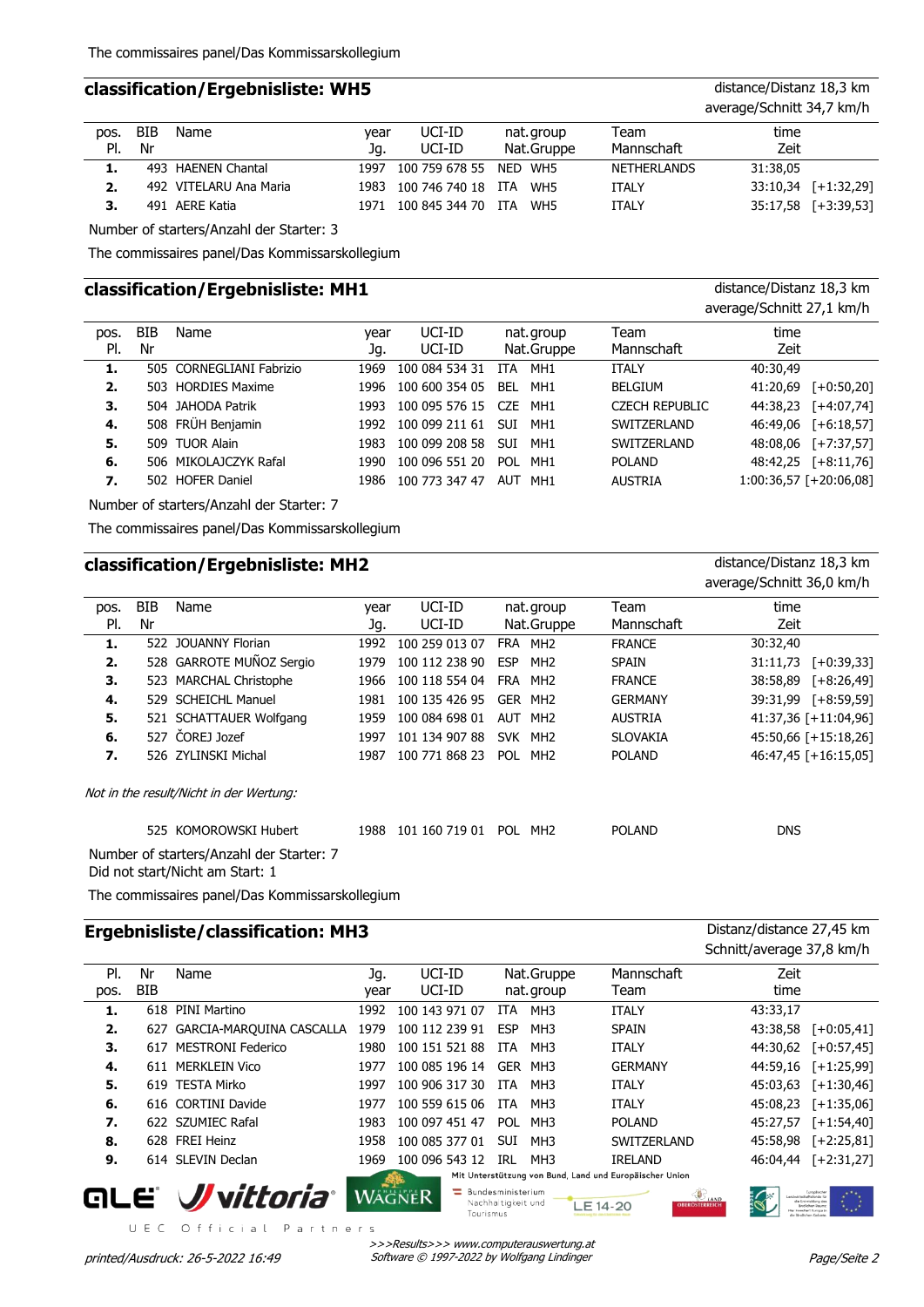The commissaires panel/Das Kommissarskollegium

## classification/Ergebnisliste: WH5

distance/Distanz 18,3 km
average/Schnitt 34,7 km/h

| pos. Pl. | BIB Nr | Name | year Jg. | UCI-ID UCI-ID | nat. | group Nat.Gruppe | Team Mannschaft | time Zeit | |
|---|---|---|---|---|---|---|---|---|---|
| 1. | 493 | HAENEN Chantal | 1997 | 100 759 678 55 | NED | WH5 | NETHERLANDS | 31:38,05 | |
| 2. | 492 | VITELARU Ana Maria | 1983 | 100 746 740 18 | ITA | WH5 | ITALY | 33:10,34 | [+1:32,29] |
| 3. | 491 | AERE Katia | 1971 | 100 845 344 70 | ITA | WH5 | ITALY | 35:17,58 | [+3:39,53] |

Number of starters/Anzahl der Starter: 3

The commissaires panel/Das Kommissarskollegium

## classification/Ergebnisliste: MH1

distance/Distanz 18,3 km
average/Schnitt 27,1 km/h

| pos. Pl. | BIB Nr | Name | year Jg. | UCI-ID UCI-ID | nat. | group Nat.Gruppe | Team Mannschaft | time Zeit | |
|---|---|---|---|---|---|---|---|---|---|
| 1. | 505 | CORNEGLIANI Fabrizio | 1969 | 100 084 534 31 | ITA | MH1 | ITALY | 40:30,49 | |
| 2. | 503 | HORDIES Maxime | 1996 | 100 600 354 05 | BEL | MH1 | BELGIUM | 41:20,69 | [+0:50,20] |
| 3. | 504 | JAHODA Patrik | 1993 | 100 095 576 15 | CZE | MH1 | CZECH REPUBLIC | 44:38,23 | [+4:07,74] |
| 4. | 508 | FRÜH Benjamin | 1992 | 100 099 211 61 | SUI | MH1 | SWITZERLAND | 46:49,06 | [+6:18,57] |
| 5. | 509 | TUOR Alain | 1983 | 100 099 208 58 | SUI | MH1 | SWITZERLAND | 48:08,06 | [+7:37,57] |
| 6. | 506 | MIKOLAJCZYK Rafal | 1990 | 100 096 551 20 | POL | MH1 | POLAND | 48:42,25 | [+8:11,76] |
| 7. | 502 | HOFER Daniel | 1986 | 100 773 347 47 | AUT | MH1 | AUSTRIA | 1:00:36,57 | [+20:06,08] |

Number of starters/Anzahl der Starter: 7

The commissaires panel/Das Kommissarskollegium

## classification/Ergebnisliste: MH2

distance/Distanz 18,3 km
average/Schnitt 36,0 km/h

| pos. Pl. | BIB Nr | Name | year Jg. | UCI-ID UCI-ID | nat. | group Nat.Gruppe | Team Mannschaft | time Zeit | |
|---|---|---|---|---|---|---|---|---|---|
| 1. | 522 | JOUANNY Florian | 1992 | 100 259 013 07 | FRA | MH2 | FRANCE | 30:32,40 | |
| 2. | 528 | GARROTE MUÑOZ Sergio | 1979 | 100 112 238 90 | ESP | MH2 | SPAIN | 31:11,73 | [+0:39,33] |
| 3. | 523 | MARCHAL Christophe | 1966 | 100 118 554 04 | FRA | MH2 | FRANCE | 38:58,89 | [+8:26,49] |
| 4. | 529 | SCHEICHL Manuel | 1981 | 100 135 426 95 | GER | MH2 | GERMANY | 39:31,99 | [+8:59,59] |
| 5. | 521 | SCHATTAUER Wolfgang | 1959 | 100 084 698 01 | AUT | MH2 | AUSTRIA | 41:37,36 | [+11:04,96] |
| 6. | 527 | ČOREJ Jozef | 1997 | 101 134 907 88 | SVK | MH2 | SLOVAKIA | 45:50,66 | [+15:18,26] |
| 7. | 526 | ZYLINSKI Michal | 1987 | 100 771 868 23 | POL | MH2 | POLAND | 46:47,45 | [+16:15,05] |

*Not in the result/Nicht in der Wertung:*

| pos. Pl. | BIB Nr | Name | year Jg. | UCI-ID UCI-ID | nat. | group Nat.Gruppe | Team Mannschaft | time Zeit |
|---|---|---|---|---|---|---|---|---|
| | 525 | KOMOROWSKI Hubert | 1988 | 101 160 719 01 | POL | MH2 | POLAND | DNS |

Number of starters/Anzahl der Starter: 7
Did not start/Nicht am Start: 1

The commissaires panel/Das Kommissarskollegium

## Ergebnisliste/classification: MH3

Distanz/distance 27,45 km
Schnitt/average 37,8 km/h

| Pl. pos. | Nr BIB | Name | Jg. year | UCI-ID UCI-ID | Nat. | Gruppe nat.group | Mannschaft Team | Zeit time | |
|---|---|---|---|---|---|---|---|---|---|
| 1. | 618 | PINI Martino | 1992 | 100 143 971 07 | ITA | MH3 | ITALY | 43:33,17 | |
| 2. | 627 | GARCIA-MARQUINA CASCALLA | 1979 | 100 112 239 91 | ESP | MH3 | SPAIN | 43:38,58 | [+0:05,41] |
| 3. | 617 | MESTRONI Federico | 1980 | 100 151 521 88 | ITA | MH3 | ITALY | 44:30,62 | [+0:57,45] |
| 4. | 611 | MERKLEIN Vico | 1977 | 100 085 196 14 | GER | MH3 | GERMANY | 44:59,16 | [+1:25,99] |
| 5. | 619 | TESTA Mirko | 1997 | 100 906 317 30 | ITA | MH3 | ITALY | 45:03,63 | [+1:30,46] |
| 6. | 616 | CORTINI Davide | 1977 | 100 559 615 06 | ITA | MH3 | ITALY | 45:08,23 | [+1:35,06] |
| 7. | 622 | SZUMIEC Rafal | 1983 | 100 097 451 47 | POL | MH3 | POLAND | 45:27,57 | [+1:54,40] |
| 8. | 628 | FREI Heinz | 1958 | 100 085 377 01 | SUI | MH3 | SWITZERLAND | 45:58,98 | [+2:25,81] |
| 9. | 614 | SLEVIN Declan | 1969 | 100 096 543 12 | IRL | MH3 | IRELAND | 46:04,44 | [+2:31,27] |

Mit Unterstützung von Bund, Land und Europäischer Union

UEC Official Partners

printed/Ausdruck: 26-5-2022 16:49

*>>>Results>>> www.computerauswertung.at*
*Software © 1997-2022 by Wolfgang Lindinger*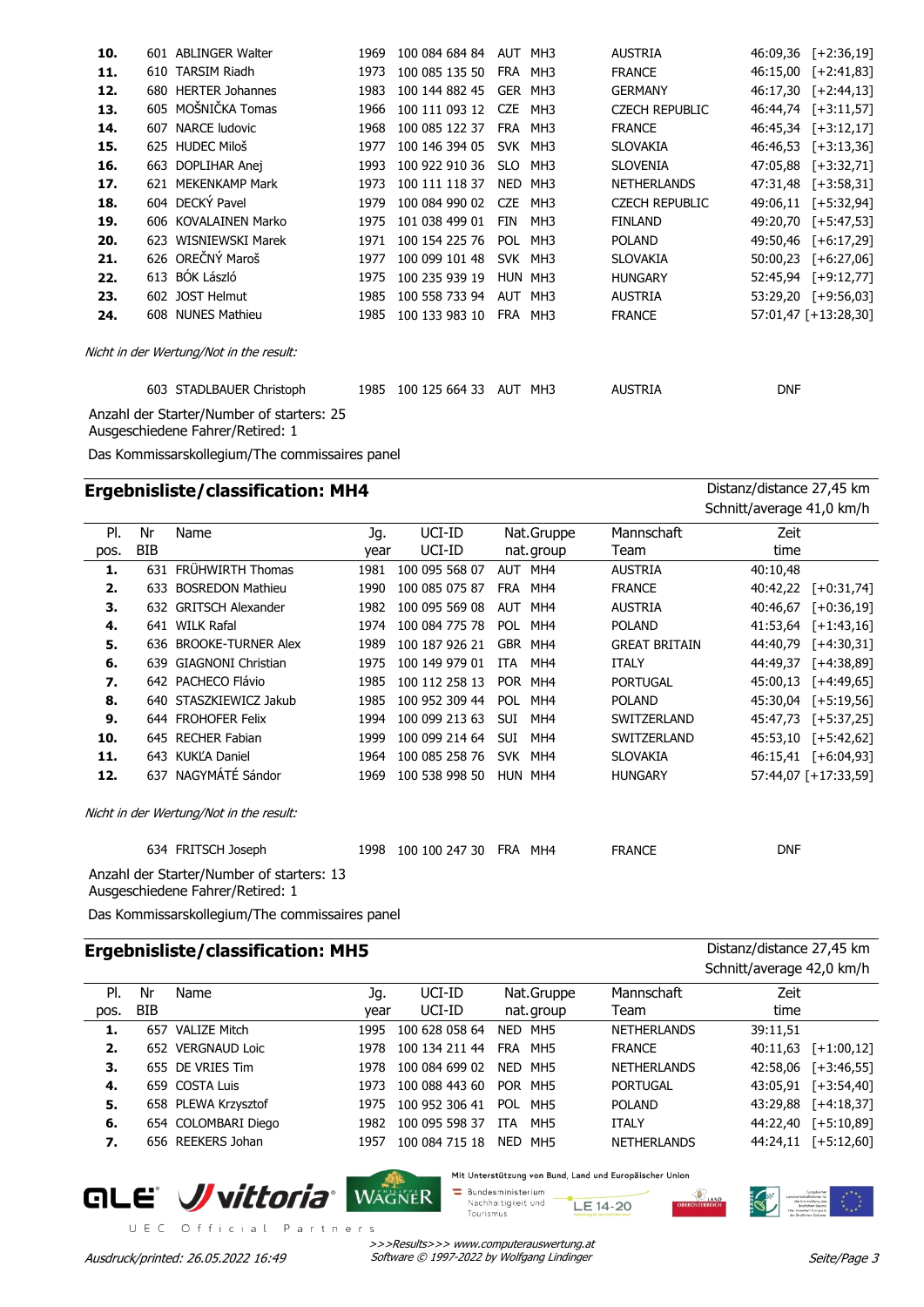| Pl. pos. | Nr BIB | Name | Jg. year | UCI-ID | Nat. | Gruppe | Mannschaft Team | Zeit time | |
|---|---|---|---|---|---|---|---|---|---|
| **10.** | 601 | ABLINGER Walter | 1969 | 100 084 684 84 | AUT | MH3 | AUSTRIA | 46:09,36 | [+2:36,19] |
| **11.** | 610 | TARSIM Riadh | 1973 | 100 085 135 50 | FRA | MH3 | FRANCE | 46:15,00 | [+2:41,83] |
| **12.** | 680 | HERTER Johannes | 1983 | 100 144 882 45 | GER | MH3 | GERMANY | 46:17,30 | [+2:44,13] |
| **13.** | 605 | MOŠNIČKA Tomas | 1966 | 100 111 093 12 | CZE | MH3 | CZECH REPUBLIC | 46:44,74 | [+3:11,57] |
| **14.** | 607 | NARCE ludovic | 1968 | 100 085 122 37 | FRA | MH3 | FRANCE | 46:45,34 | [+3:12,17] |
| **15.** | 625 | HUDEC Miloš | 1977 | 100 146 394 05 | SVK | MH3 | SLOVAKIA | 46:46,53 | [+3:13,36] |
| **16.** | 663 | DOPLIHAR Anej | 1993 | 100 922 910 36 | SLO | MH3 | SLOVENIA | 47:05,88 | [+3:32,71] |
| **17.** | 621 | MEKENKAMP Mark | 1973 | 100 111 118 37 | NED | MH3 | NETHERLANDS | 47:31,48 | [+3:58,31] |
| **18.** | 604 | DECKÝ Pavel | 1979 | 100 084 990 02 | CZE | MH3 | CZECH REPUBLIC | 49:06,11 | [+5:32,94] |
| **19.** | 606 | KOVALAINEN Marko | 1975 | 101 038 499 01 | FIN | MH3 | FINLAND | 49:20,70 | [+5:47,53] |
| **20.** | 623 | WISNIEWSKI Marek | 1971 | 100 154 225 76 | POL | MH3 | POLAND | 49:50,46 | [+6:17,29] |
| **21.** | 626 | OREČNÝ Maroš | 1977 | 100 099 101 48 | SVK | MH3 | SLOVAKIA | 50:00,23 | [+6:27,06] |
| **22.** | 613 | BÓK László | 1975 | 100 235 939 19 | HUN | MH3 | HUNGARY | 52:45,94 | [+9:12,77] |
| **23.** | 602 | JOST Helmut | 1985 | 100 558 733 94 | AUT | MH3 | AUSTRIA | 53:29,20 | [+9:56,03] |
| **24.** | 608 | NUNES Mathieu | 1985 | 100 133 983 10 | FRA | MH3 | FRANCE | 57:01,47 | [+13:28,30] |

*Nicht in der Wertung/Not in the result:*

| Nr BIB | Name | Jg. year | UCI-ID | Nat. | Gruppe | Mannschaft Team | Zeit time |
|---|---|---|---|---|---|---|---|
| 603 | STADLBAUER Christoph | 1985 | 100 125 664 33 | AUT | MH3 | AUSTRIA | DNF |

Anzahl der Starter/Number of starters: 25
Ausgeschiedene Fahrer/Retired: 1

Das Kommissarskollegium/The commissaires panel

## Ergebnisliste/classification: MH4

Distanz/distance 27,45 km
Schnitt/average 41,0 km/h

| Pl. pos. | Nr BIB | Name | Jg. year | UCI-ID | Nat. nat. | Gruppe group | Mannschaft Team | Zeit time | |
|---|---|---|---|---|---|---|---|---|---|
| **1.** | 631 | FRÜHWIRTH Thomas | 1981 | 100 095 568 07 | AUT | MH4 | AUSTRIA | 40:10,48 | |
| **2.** | 633 | BOSREDON Mathieu | 1990 | 100 085 075 87 | FRA | MH4 | FRANCE | 40:42,22 | [+0:31,74] |
| **3.** | 632 | GRITSCH Alexander | 1982 | 100 095 569 08 | AUT | MH4 | AUSTRIA | 40:46,67 | [+0:36,19] |
| **4.** | 641 | WILK Rafal | 1974 | 100 084 775 78 | POL | MH4 | POLAND | 41:53,64 | [+1:43,16] |
| **5.** | 636 | BROOKE-TURNER Alex | 1989 | 100 187 926 21 | GBR | MH4 | GREAT BRITAIN | 44:40,79 | [+4:30,31] |
| **6.** | 639 | GIAGNONI Christian | 1975 | 100 149 979 01 | ITA | MH4 | ITALY | 44:49,37 | [+4:38,89] |
| **7.** | 642 | PACHECO Flávio | 1985 | 100 112 258 13 | POR | MH4 | PORTUGAL | 45:00,13 | [+4:49,65] |
| **8.** | 640 | STASZKIEWICZ Jakub | 1985 | 100 952 309 44 | POL | MH4 | POLAND | 45:30,04 | [+5:19,56] |
| **9.** | 644 | FROHOFER Felix | 1994 | 100 099 213 63 | SUI | MH4 | SWITZERLAND | 45:47,73 | [+5:37,25] |
| **10.** | 645 | RECHER Fabian | 1999 | 100 099 214 64 | SUI | MH4 | SWITZERLAND | 45:53,10 | [+5:42,62] |
| **11.** | 643 | KUKĽA Daniel | 1964 | 100 085 258 76 | SVK | MH4 | SLOVAKIA | 46:15,41 | [+6:04,93] |
| **12.** | 637 | NAGYMÁTÉ Sándor | 1969 | 100 538 998 50 | HUN | MH4 | HUNGARY | 57:44,07 | [+17:33,59] |

*Nicht in der Wertung/Not in the result:*

| Nr BIB | Name | Jg. year | UCI-ID | Nat. | Gruppe | Mannschaft Team | Zeit time |
|---|---|---|---|---|---|---|---|
| 634 | FRITSCH Joseph | 1998 | 100 100 247 30 | FRA | MH4 | FRANCE | DNF |

Anzahl der Starter/Number of starters: 13
Ausgeschiedene Fahrer/Retired: 1

Das Kommissarskollegium/The commissaires panel

## Ergebnisliste/classification: MH5

Distanz/distance 27,45 km
Schnitt/average 42,0 km/h

| Pl. pos. | Nr BIB | Name | Jg. year | UCI-ID | Nat. nat. | Gruppe group | Mannschaft Team | Zeit time | |
|---|---|---|---|---|---|---|---|---|---|
| **1.** | 657 | VALIZE Mitch | 1995 | 100 628 058 64 | NED | MH5 | NETHERLANDS | 39:11,51 | |
| **2.** | 652 | VERGNAUD Loic | 1978 | 100 134 211 44 | FRA | MH5 | FRANCE | 40:11,63 | [+1:00,12] |
| **3.** | 655 | DE VRIES Tim | 1978 | 100 084 699 02 | NED | MH5 | NETHERLANDS | 42:58,06 | [+3:46,55] |
| **4.** | 659 | COSTA Luis | 1973 | 100 088 443 60 | POR | MH5 | PORTUGAL | 43:05,91 | [+3:54,40] |
| **5.** | 658 | PLEWA Krzysztof | 1975 | 100 952 306 41 | POL | MH5 | POLAND | 43:29,88 | [+4:18,37] |
| **6.** | 654 | COLOMBARI Diego | 1982 | 100 095 598 37 | ITA | MH5 | ITALY | 44:22,40 | [+5:10,89] |
| **7.** | 656 | REEKERS Johan | 1957 | 100 084 715 18 | NED | MH5 | NETHERLANDS | 44:24,11 | [+5:12,60] |

UEC Official Partners

Mit Unterstützung von Bund, Land und Europäischer Union

*>>>Results>>> www.computerauswertung.at*
*Software © 1997-2022 by Wolfgang Lindinger*

*Ausdruck/printed: 26.05.2022 16:49*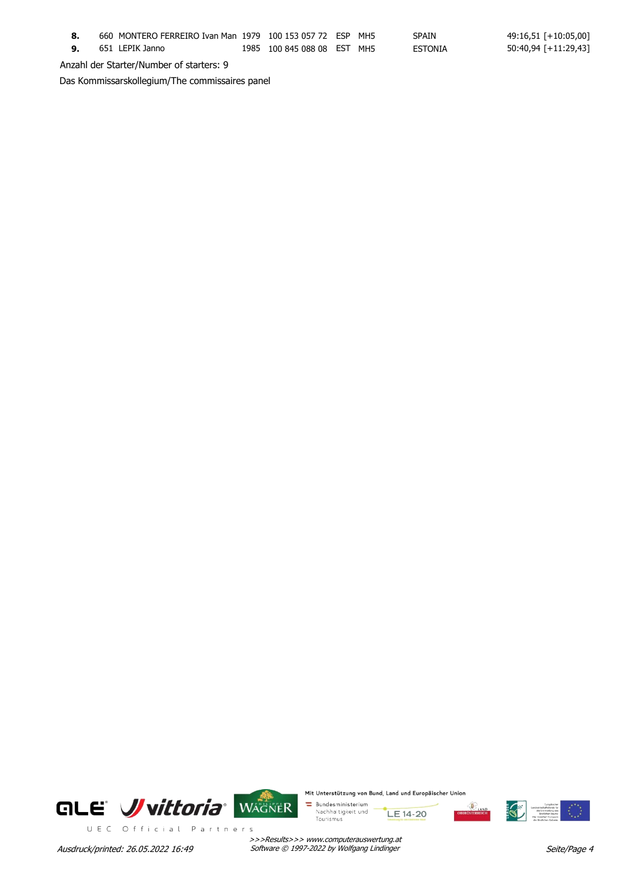| | | | | | | | | | |
|---|---|---|---|---|---|---|---|---|---|
| **8.** | 660 | MONTERO FERREIRO Ivan Man | 1979 | 100 153 057 72 | ESP | MH5 | SPAIN | 49:16,51 | [+10:05,00] |
| **9.** | 651 | LEPIK Janno | 1985 | 100 845 088 08 | EST | MH5 | ESTONIA | 50:40,94 | [+11:29,43] |

Anzahl der Starter/Number of starters: 9

Das Kommissarskollegium/The commissaires panel

UEC Official Partners

Mit Unterstützung von Bund, Land und Europäischer Union

*>>>Results>>> www.computerauswertung.at*
*Software © 1997-2022 by Wolfgang Lindinger*

*Ausdruck/printed: 26.05.2022 16:49*